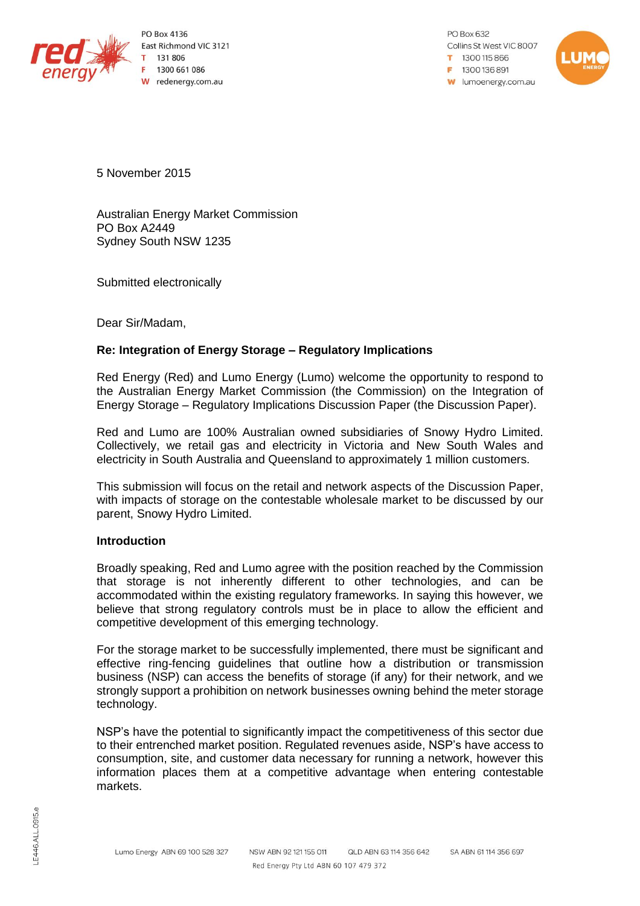PO Box 4136
East Richmond VIC 3121
T 131 806
F 1300 661 086
W redenergy.com.au

PO Box 632
Collins St West VIC 8007
T 1300 115 866
F 1300 136 891
W lumoenergy.com.au

5 November 2015

Australian Energy Market Commission
PO Box A2449
Sydney South NSW 1235

Submitted electronically

Dear Sir/Madam,

**Re: Integration of Energy Storage – Regulatory Implications**

Red Energy (Red) and Lumo Energy (Lumo) welcome the opportunity to respond to the Australian Energy Market Commission (the Commission) on the Integration of Energy Storage – Regulatory Implications Discussion Paper (the Discussion Paper).

Red and Lumo are 100% Australian owned subsidiaries of Snowy Hydro Limited. Collectively, we retail gas and electricity in Victoria and New South Wales and electricity in South Australia and Queensland to approximately 1 million customers.

This submission will focus on the retail and network aspects of the Discussion Paper, with impacts of storage on the contestable wholesale market to be discussed by our parent, Snowy Hydro Limited.

**Introduction**

Broadly speaking, Red and Lumo agree with the position reached by the Commission that storage is not inherently different to other technologies, and can be accommodated within the existing regulatory frameworks. In saying this however, we believe that strong regulatory controls must be in place to allow the efficient and competitive development of this emerging technology.

For the storage market to be successfully implemented, there must be significant and effective ring-fencing guidelines that outline how a distribution or transmission business (NSP) can access the benefits of storage (if any) for their network, and we strongly support a prohibition on network businesses owning behind the meter storage technology.

NSP's have the potential to significantly impact the competitiveness of this sector due to their entrenched market position. Regulated revenues aside, NSP's have access to consumption, site, and customer data necessary for running a network, however this information places them at a competitive advantage when entering contestable markets.

Lumo Energy ABN 69 100 528 327 NSW ABN 92 121 155 011 QLD ABN 63 114 356 642 SA ABN 61 114 356 697
Red Energy Pty Ltd ABN 60 107 479 372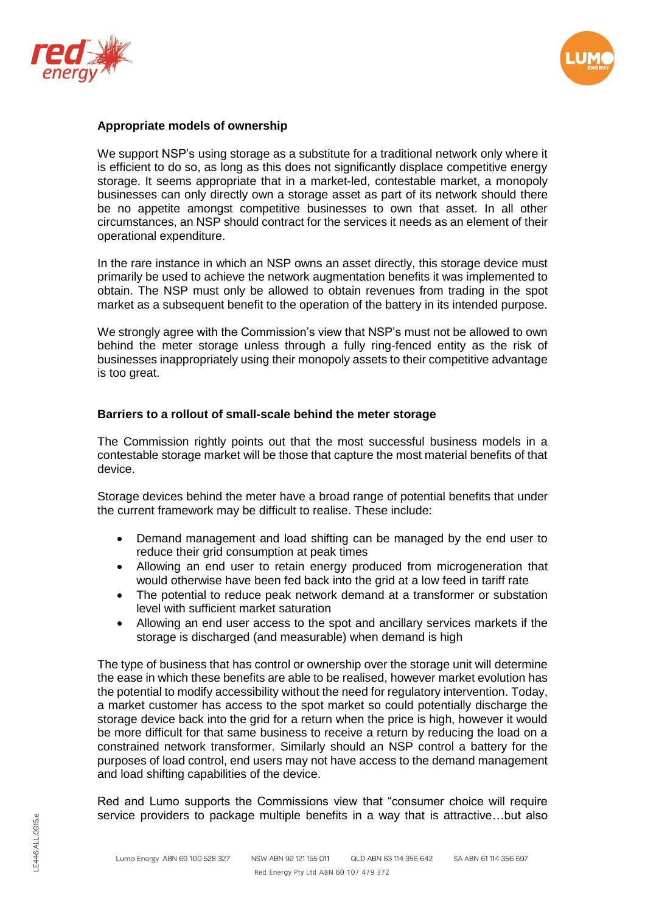**Appropriate models of ownership**

We support NSP's using storage as a substitute for a traditional network only where it is efficient to do so, as long as this does not significantly displace competitive energy storage. It seems appropriate that in a market-led, contestable market, a monopoly businesses can only directly own a storage asset as part of its network should there be no appetite amongst competitive businesses to own that asset. In all other circumstances, an NSP should contract for the services it needs as an element of their operational expenditure.

In the rare instance in which an NSP owns an asset directly, this storage device must primarily be used to achieve the network augmentation benefits it was implemented to obtain. The NSP must only be allowed to obtain revenues from trading in the spot market as a subsequent benefit to the operation of the battery in its intended purpose.

We strongly agree with the Commission's view that NSP's must not be allowed to own behind the meter storage unless through a fully ring-fenced entity as the risk of businesses inappropriately using their monopoly assets to their competitive advantage is too great.

**Barriers to a rollout of small-scale behind the meter storage**

The Commission rightly points out that the most successful business models in a contestable storage market will be those that capture the most material benefits of that device.

Storage devices behind the meter have a broad range of potential benefits that under the current framework may be difficult to realise. These include:

- Demand management and load shifting can be managed by the end user to reduce their grid consumption at peak times
- Allowing an end user to retain energy produced from microgeneration that would otherwise have been fed back into the grid at a low feed in tariff rate
- The potential to reduce peak network demand at a transformer or substation level with sufficient market saturation
- Allowing an end user access to the spot and ancillary services markets if the storage is discharged (and measurable) when demand is high

The type of business that has control or ownership over the storage unit will determine the ease in which these benefits are able to be realised, however market evolution has the potential to modify accessibility without the need for regulatory intervention. Today, a market customer has access to the spot market so could potentially discharge the storage device back into the grid for a return when the price is high, however it would be more difficult for that same business to receive a return by reducing the load on a constrained network transformer. Similarly should an NSP control a battery for the purposes of load control, end users may not have access to the demand management and load shifting capabilities of the device.

Red and Lumo supports the Commissions view that "consumer choice will require service providers to package multiple benefits in a way that is attractive…but also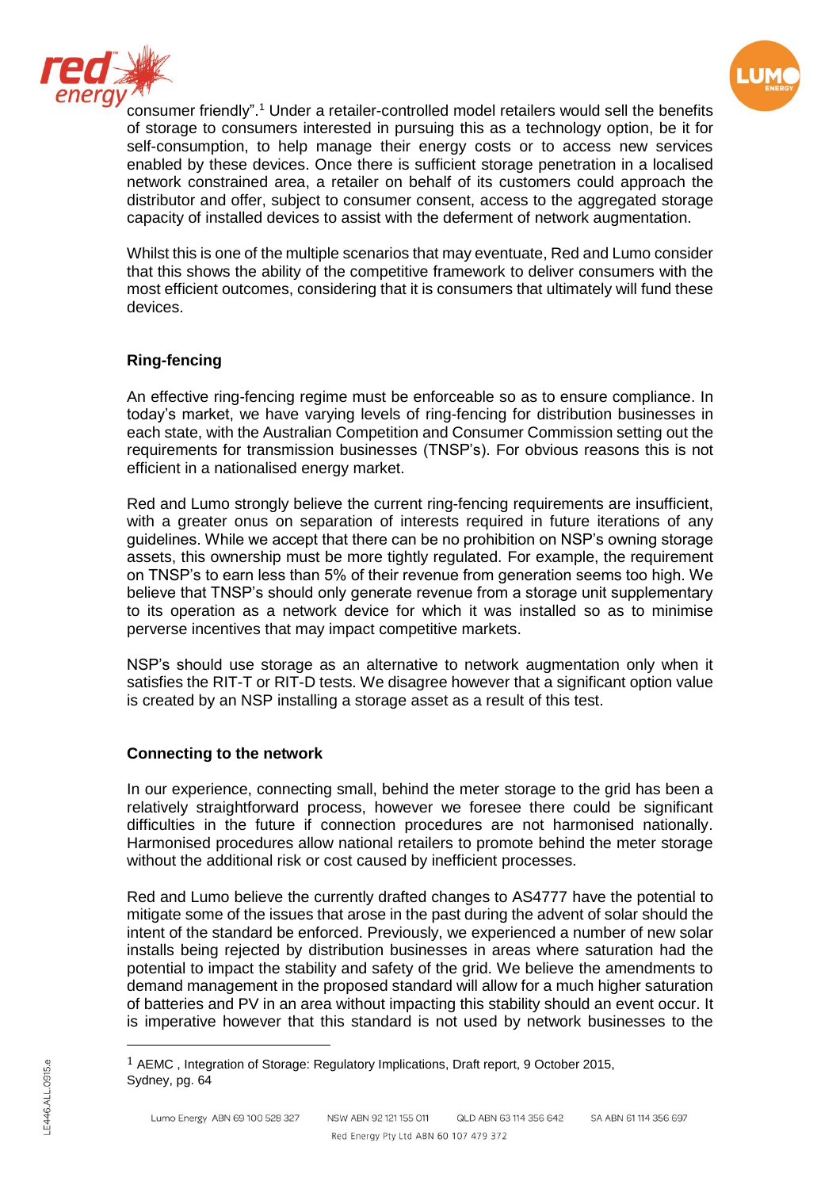consumer friendly".[1] Under a retailer-controlled model retailers would sell the benefits of storage to consumers interested in pursuing this as a technology option, be it for self-consumption, to help manage their energy costs or to access new services enabled by these devices. Once there is sufficient storage penetration in a localised network constrained area, a retailer on behalf of its customers could approach the distributor and offer, subject to consumer consent, access to the aggregated storage capacity of installed devices to assist with the deferment of network augmentation.

Whilst this is one of the multiple scenarios that may eventuate, Red and Lumo consider that this shows the ability of the competitive framework to deliver consumers with the most efficient outcomes, considering that it is consumers that ultimately will fund these devices.

**Ring-fencing**

An effective ring-fencing regime must be enforceable so as to ensure compliance. In today's market, we have varying levels of ring-fencing for distribution businesses in each state, with the Australian Competition and Consumer Commission setting out the requirements for transmission businesses (TNSP's). For obvious reasons this is not efficient in a nationalised energy market.

Red and Lumo strongly believe the current ring-fencing requirements are insufficient, with a greater onus on separation of interests required in future iterations of any guidelines. While we accept that there can be no prohibition on NSP's owning storage assets, this ownership must be more tightly regulated. For example, the requirement on TNSP's to earn less than 5% of their revenue from generation seems too high. We believe that TNSP's should only generate revenue from a storage unit supplementary to its operation as a network device for which it was installed so as to minimise perverse incentives that may impact competitive markets.

NSP's should use storage as an alternative to network augmentation only when it satisfies the RIT-T or RIT-D tests. We disagree however that a significant option value is created by an NSP installing a storage asset as a result of this test.

**Connecting to the network**

In our experience, connecting small, behind the meter storage to the grid has been a relatively straightforward process, however we foresee there could be significant difficulties in the future if connection procedures are not harmonised nationally. Harmonised procedures allow national retailers to promote behind the meter storage without the additional risk or cost caused by inefficient processes.

Red and Lumo believe the currently drafted changes to AS4777 have the potential to mitigate some of the issues that arose in the past during the advent of solar should the intent of the standard be enforced. Previously, we experienced a number of new solar installs being rejected by distribution businesses in areas where saturation had the potential to impact the stability and safety of the grid. We believe the amendments to demand management in the proposed standard will allow for a much higher saturation of batteries and PV in an area without impacting this stability should an event occur. It is imperative however that this standard is not used by network businesses to the

[1] AEMC , Integration of Storage: Regulatory Implications, Draft report, 9 October 2015, Sydney, pg. 64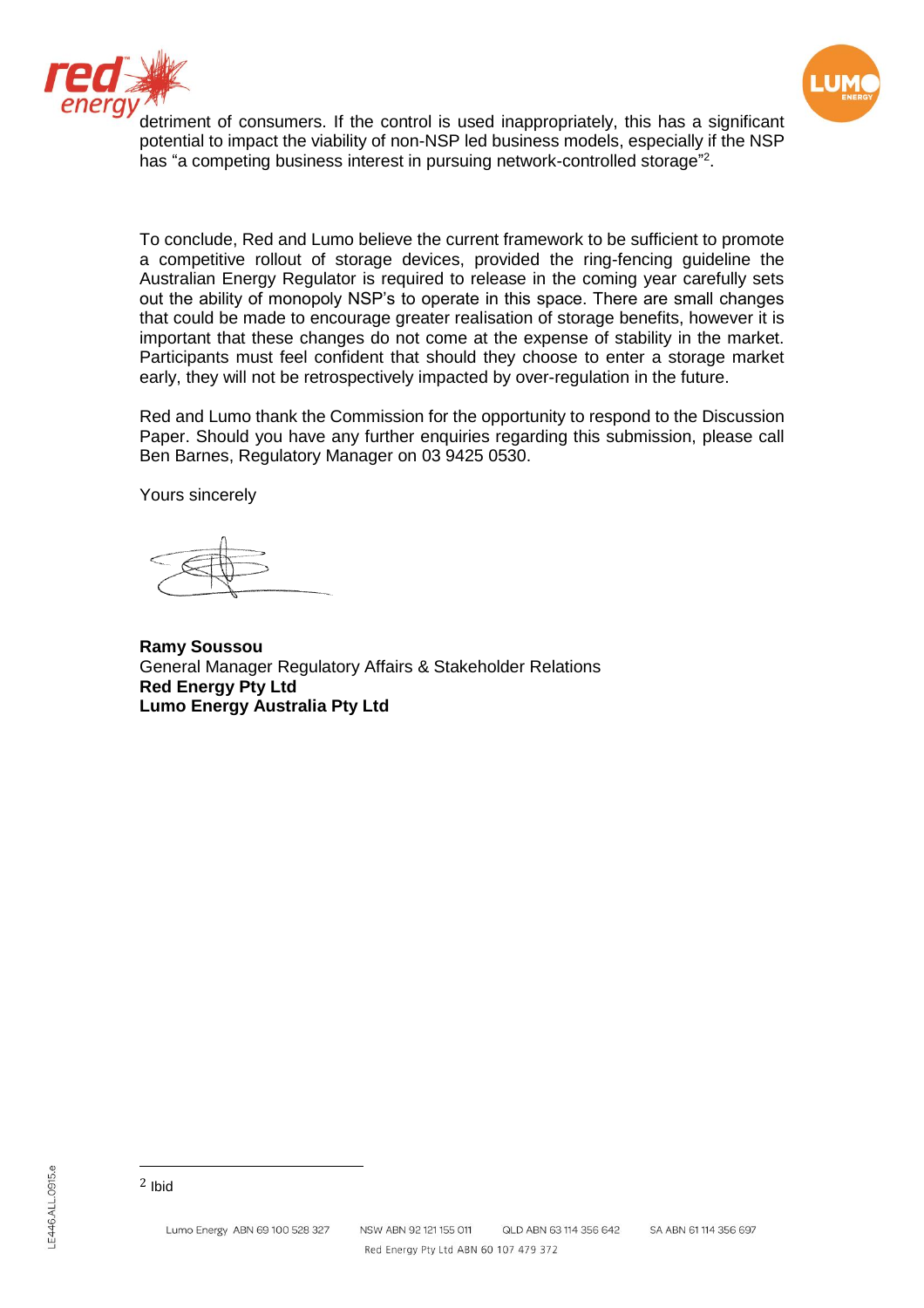detriment of consumers. If the control is used inappropriately, this has a significant potential to impact the viability of non-NSP led business models, especially if the NSP has "a competing business interest in pursuing network-controlled storage"[2].

To conclude, Red and Lumo believe the current framework to be sufficient to promote a competitive rollout of storage devices, provided the ring-fencing guideline the Australian Energy Regulator is required to release in the coming year carefully sets out the ability of monopoly NSP's to operate in this space. There are small changes that could be made to encourage greater realisation of storage benefits, however it is important that these changes do not come at the expense of stability in the market. Participants must feel confident that should they choose to enter a storage market early, they will not be retrospectively impacted by over-regulation in the future.

Red and Lumo thank the Commission for the opportunity to respond to the Discussion Paper. Should you have any further enquiries regarding this submission, please call Ben Barnes, Regulatory Manager on 03 9425 0530.

Yours sincerely

**Ramy Soussou**
General Manager Regulatory Affairs & Stakeholder Relations
**Red Energy Pty Ltd**
**Lumo Energy Australia Pty Ltd**

[2] Ibid